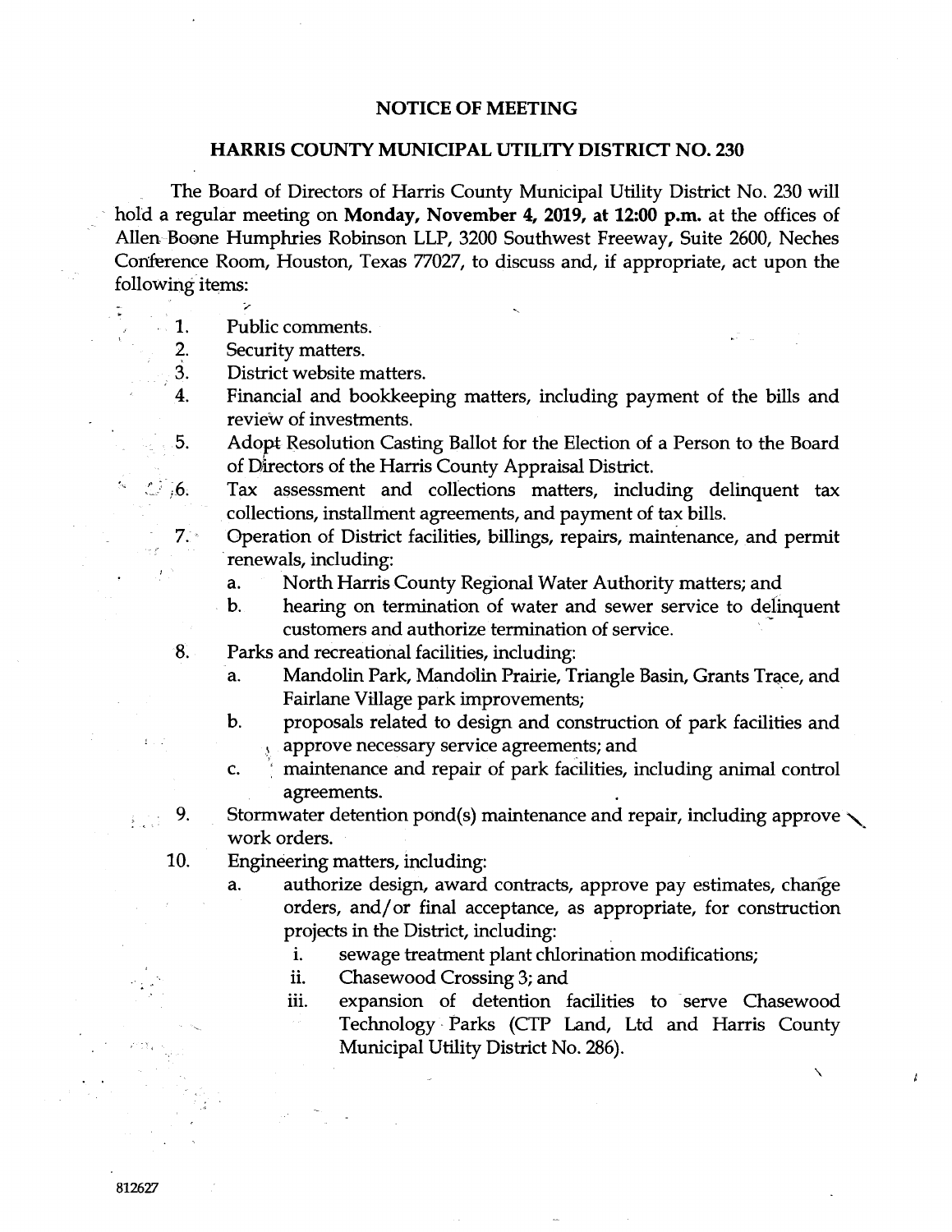# NOTICE OF MEETING

## HARRIS COUNTY MUNICIPAL UTILITY DISTRICT NO. 230

The Board of Directors of Harris County Municipal Utility District No. 230 will hold a regular meeting on **Monday, November 4, 2019, at 12:00 p.m.** at the offices of Allen Boone Humphries Robinson LLP, 3200 Southwest Freeway, Suite 2600, Neches Conference Room, Houston, Texas 77027, to discuss and, if appropriate, act upon the following items:

1. Public comments.
2. Security matters.
3. District website matters.
4. Financial and bookkeeping matters, including payment of the bills and review of investments.
5. Adopt Resolution Casting Ballot for the Election of a Person to the Board of Directors of the Harris County Appraisal District.
6. Tax assessment and collections matters, including delinquent tax collections, installment agreements, and payment of tax bills.
7. Operation of District facilities, billings, repairs, maintenance, and permit renewals, including:
   a. North Harris County Regional Water Authority matters; and
   b. hearing on termination of water and sewer service to delinquent customers and authorize termination of service.
8. Parks and recreational facilities, including:
   a. Mandolin Park, Mandolin Prairie, Triangle Basin, Grants Trace, and Fairlane Village park improvements;
   b. proposals related to design and construction of park facilities and approve necessary service agreements; and
   c. maintenance and repair of park facilities, including animal control agreements.
9. Stormwater detention pond(s) maintenance and repair, including approve work orders.
10. Engineering matters, including:
    a. authorize design, award contracts, approve pay estimates, change orders, and/or final acceptance, as appropriate, for construction projects in the District, including:
       i. sewage treatment plant chlorination modifications;
       ii. Chasewood Crossing 3; and
       iii. expansion of detention facilities to serve Chasewood Technology Parks (CTP Land, Ltd and Harris County Municipal Utility District No. 286).

812627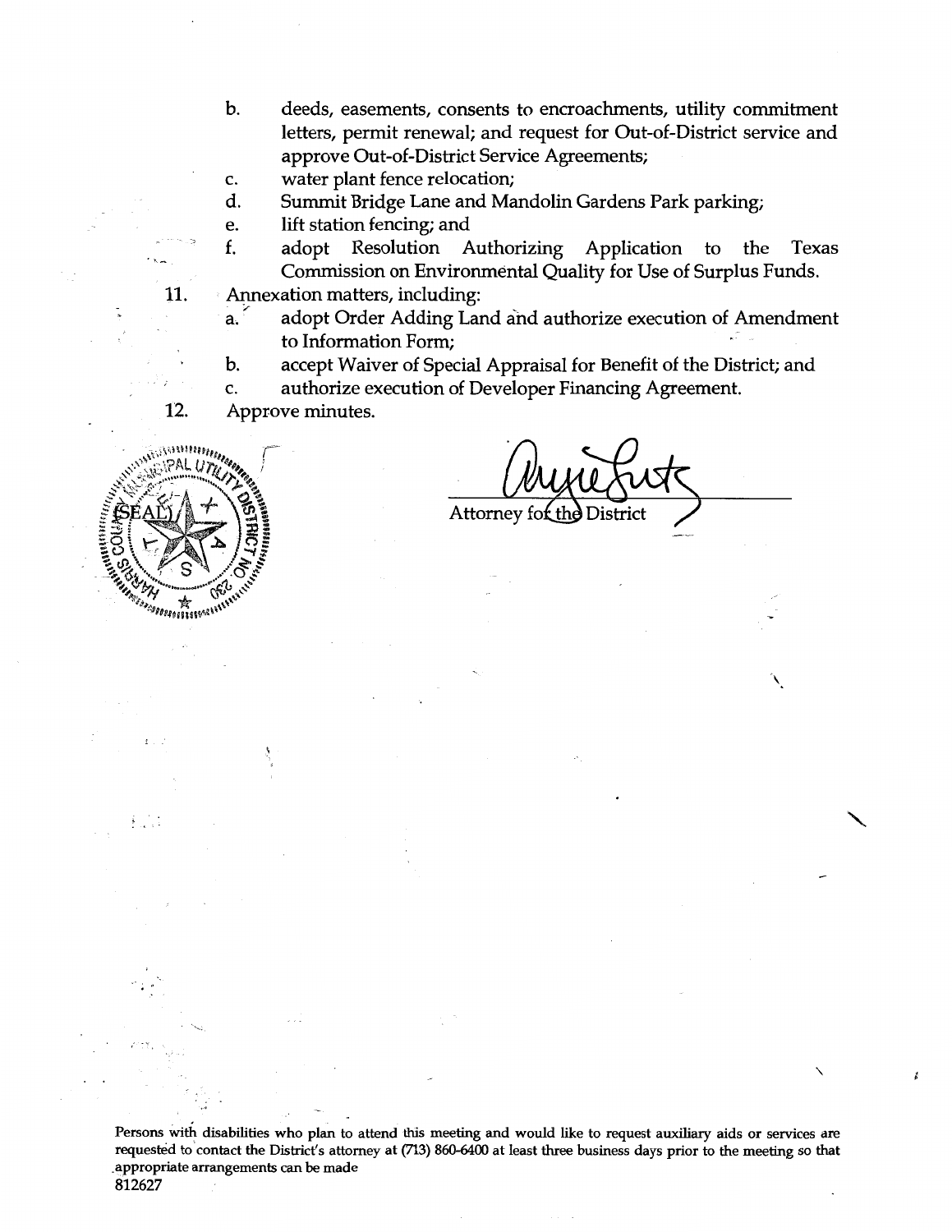b. deeds, easements, consents to encroachments, utility commitment letters, permit renewal; and request for Out-of-District service and approve Out-of-District Service Agreements;

c. water plant fence relocation;

d. Summit Bridge Lane and Mandolin Gardens Park parking;

e. lift station fencing; and

f. adopt Resolution Authorizing Application to the Texas Commission on Environmental Quality for Use of Surplus Funds.

11. Annexation matters, including:

a. adopt Order Adding Land and authorize execution of Amendment to Information Form;

b. accept Waiver of Special Appraisal for Benefit of the District; and

c. authorize execution of Developer Financing Agreement.

12. Approve minutes.

(SEAL) HARRIS COUNTY MUNICIPAL UTILITY DISTRICT NO. 230

Attorney for the District

Persons with disabilities who plan to attend this meeting and would like to request auxiliary aids or services are requested to contact the District's attorney at (713) 860-6400 at least three business days prior to the meeting so that appropriate arrangements can be made

812627